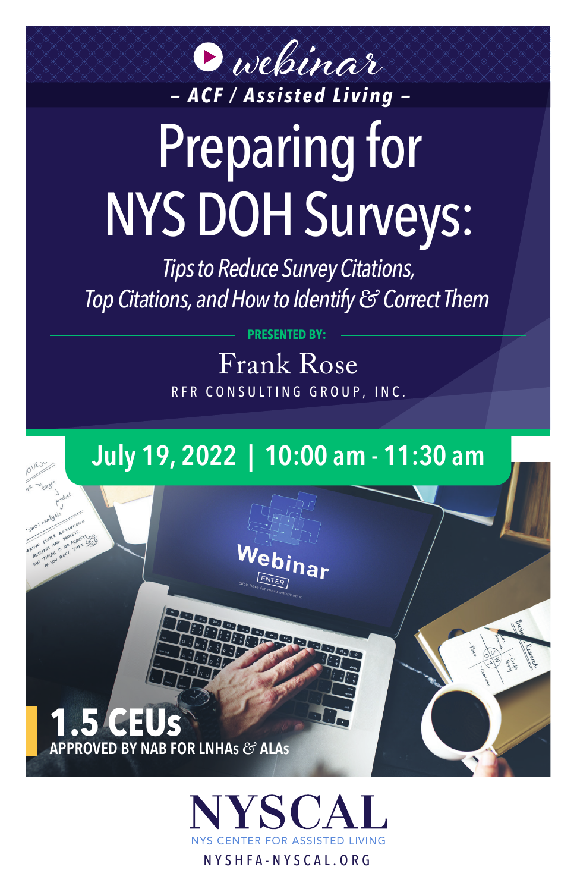webinar

**– ACF / Assisted Living –**

# Preparing for NYS DOH Surveys:

*Tips to Reduce Survey Citations, Top Citations, and How to Identify & Correct Them*

**PRESENTED BY:**

Frank Rose

RFR CONSULTING GROUP, INC.

## July 19, 2022 | 10:00 am - 11:30 am

**1.5 CEUs**

**APPROVED BY NAB FOR LNHAs & ALAs**

NYSCAL

NYS CENTER FOR ASSISTED LIVING

NYSHFA-NYSCAL.ORG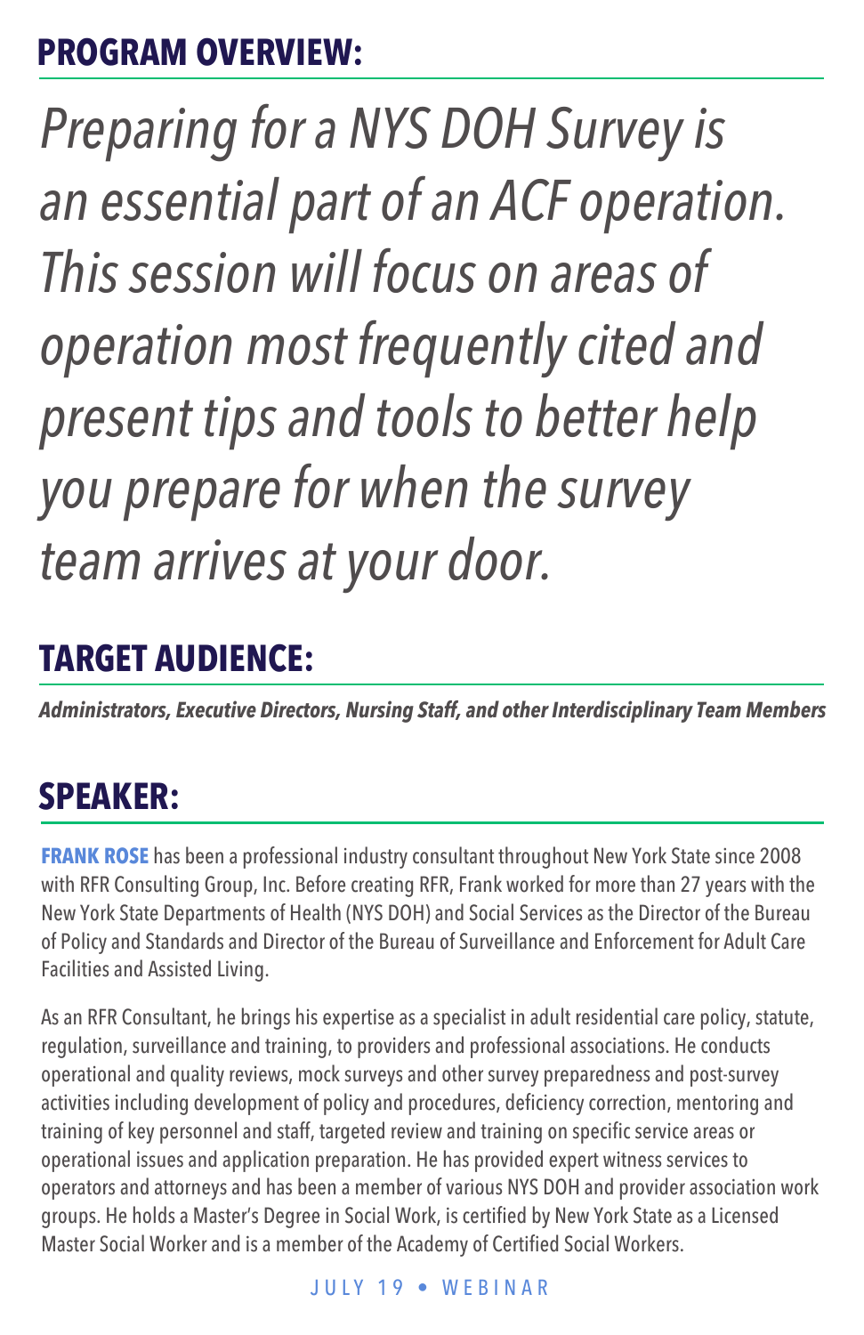## PROGRAM OVERVIEW:

*Preparing for a NYS DOH Survey is an essential part of an ACF operation. This session will focus on areas of operation most frequently cited and present tips and tools to better help you prepare for when the survey team arrives at your door.*

## TARGET AUDIENCE:

***Administrators, Executive Directors, Nursing Staff, and other Interdisciplinary Team Members***

## SPEAKER:

**FRANK ROSE** has been a professional industry consultant throughout New York State since 2008 with RFR Consulting Group, Inc. Before creating RFR, Frank worked for more than 27 years with the New York State Departments of Health (NYS DOH) and Social Services as the Director of the Bureau of Policy and Standards and Director of the Bureau of Surveillance and Enforcement for Adult Care Facilities and Assisted Living.

As an RFR Consultant, he brings his expertise as a specialist in adult residential care policy, statute, regulation, surveillance and training, to providers and professional associations. He conducts operational and quality reviews, mock surveys and other survey preparedness and post-survey activities including development of policy and procedures, deficiency correction, mentoring and training of key personnel and staff, targeted review and training on specific service areas or operational issues and application preparation. He has provided expert witness services to operators and attorneys and has been a member of various NYS DOH and provider association work groups. He holds a Master's Degree in Social Work, is certified by New York State as a Licensed Master Social Worker and is a member of the Academy of Certified Social Workers.

JULY 19 • WEBINAR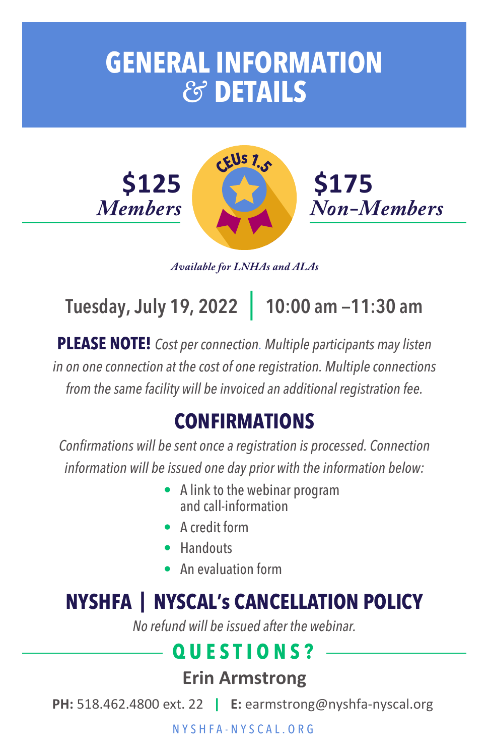# GENERAL INFORMATION & DETAILS

**$125** *Members*

CEUs 1.5

**$175** *Non-Members*

*Available for LNHAs and ALAs*

Tuesday, July 19, 2022 | 10:00 am –11:30 am

**PLEASE NOTE!** *Cost per connection. Multiple participants may listen in on one connection at the cost of one registration. Multiple connections from the same facility will be invoiced an additional registration fee.*

## CONFIRMATIONS

*Confirmations will be sent once a registration is processed. Connection information will be issued one day prior with the information below:*

- A link to the webinar program and call-information
- A credit form
- Handouts
- An evaluation form

## NYSHFA | NYSCAL's CANCELLATION POLICY

*No refund will be issued after the webinar.*

## QUESTIONS?

**Erin Armstrong**

**PH:** 518.462.4800 ext. 22 | **E:** earmstrong@nyshfa-nyscal.org

NYSHFA-NYSCAL.ORG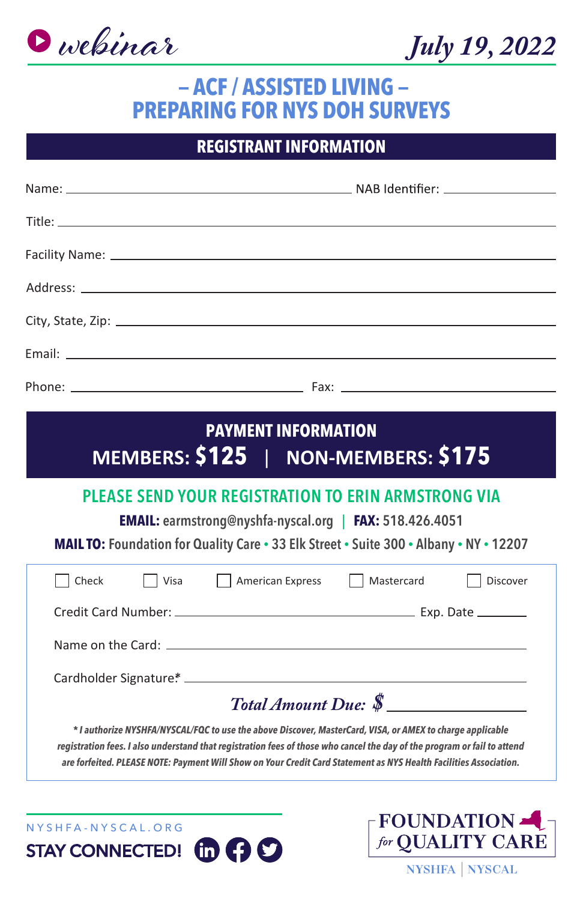webinar

*July 19, 2022*

# – ACF / ASSISTED LIVING – PREPARING FOR NYS DOH SURVEYS

## REGISTRANT INFORMATION

Name: ______________________________ NAB Identifier: ______________

Title: ______________________________

Facility Name: ______________________________

Address: ______________________________

City, State, Zip: ______________________________

Email: ______________________________

Phone: ______________________ Fax: ______________________

## PAYMENT INFORMATION

**MEMBERS: $125 | NON-MEMBERS: $175**

**PLEASE SEND YOUR REGISTRATION TO ERIN ARMSTRONG VIA**

**EMAIL:** earmstrong@nyshfa-nyscal.org | **FAX:** 518.426.4051

**MAIL TO:** Foundation for Quality Care • 33 Elk Street • Suite 300 • Albany • NY • 12207

☐ Check ☐ Visa ☐ American Express ☐ Mastercard ☐ Discover

Credit Card Number: ______________________ Exp. Date ________

Name on the Card: ______________________________

Cardholder Signature* ______________________________

*Total Amount Due: $* ______________

***I authorize NYSHFA/NYSCAL/FQC to use the above Discover, MasterCard, VISA, or AMEX to charge applicable registration fees. I also understand that registration fees of those who cancel the day of the program or fail to attend are forfeited. PLEASE NOTE: Payment Will Show on Your Credit Card Statement as NYS Health Facilities Association.***

NYSHFA-NYSCAL.ORG

STAY CONNECTED!

FOUNDATION *for* QUALITY CARE

NYSHFA | NYSCAL